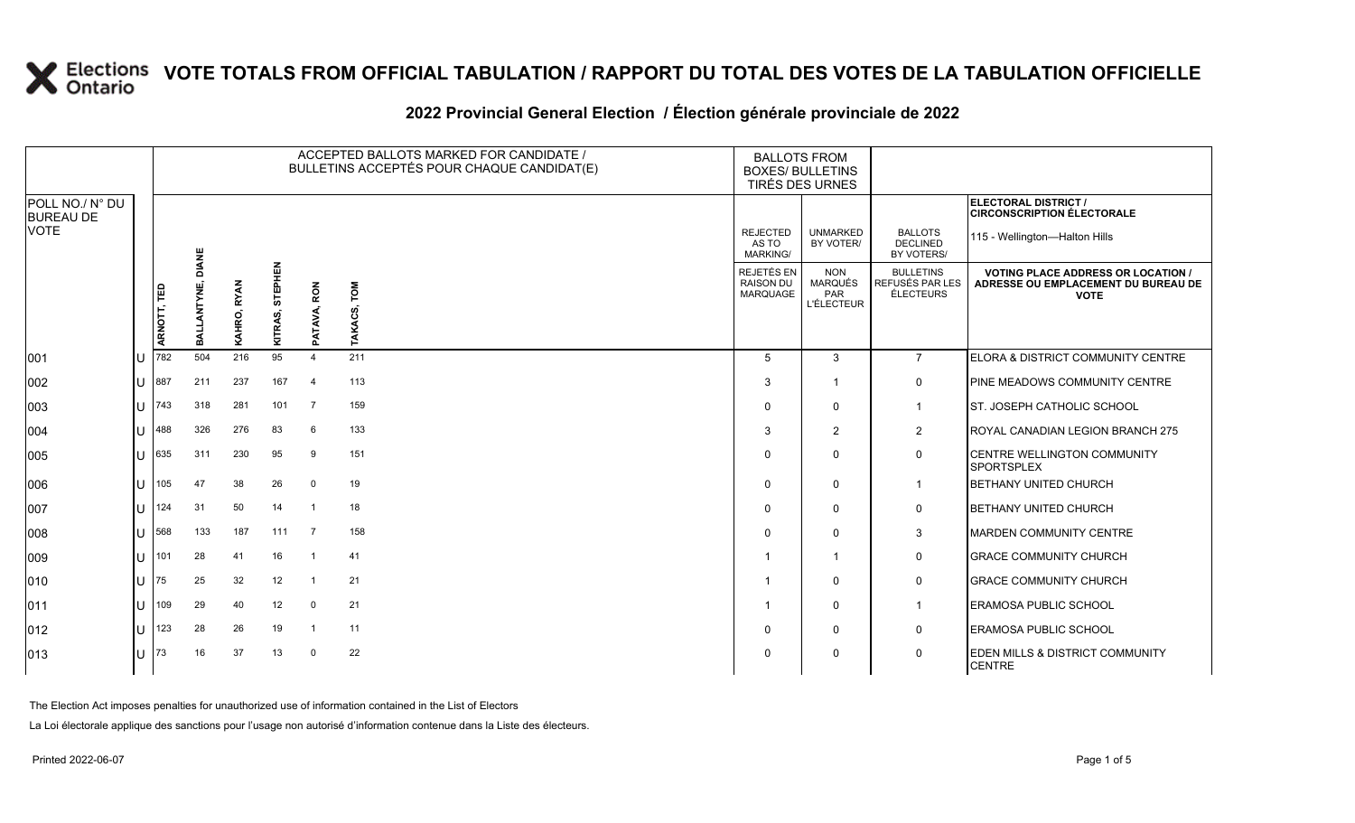# VOTE TOTALS FROM OFFICIAL TABULATION / RAPPORT DU TOTAL DES VOTES DE LA TABULATION OFFICIELLE

## 2022 Provincial General Election / Élection générale provinciale de 2022

| POLL NO./ N° DU BUREAU DE VOTE | | ACCEPTED BALLOTS MARKED FOR CANDIDATE / BULLETINS ACCEPTÉS POUR CHAQUE CANDIDAT(E) | | | | | | BALLOTS FROM BOXES/ BULLETINS TIRÉS DES URNES | | | ELECTORAL DISTRICT / CIRCONSCRIPTION ÉLECTORALE 115 - Wellington—Halton Hills |
|---|---|---|---|---|---|---|---|---|---|---|---|
| | | ARNOTT, TED | BALLANTYNE, DIANE | KAHRO, RYAN | KITRAS, STEPHEN | PATAVA, RON | TAKACS, TOM | REJECTED AS TO MARKING/ REJETÉS EN RAISON DU MARQUAGE | UNMARKED BY VOTER/ NON MARQUÉS PAR L'ÉLECTEUR | BALLOTS DECLINED BY VOTERS/ BULLETINS REFUSÉS PAR LES ÉLECTEURS | VOTING PLACE ADDRESS OR LOCATION / ADRESSE OU EMPLACEMENT DU BUREAU DE VOTE |
| 001 | U | 782 | 504 | 216 | 95 | 4 | 211 | 5 | 3 | 7 | ELORA & DISTRICT COMMUNITY CENTRE |
| 002 | U | 887 | 211 | 237 | 167 | 4 | 113 | 3 | 1 | 0 | PINE MEADOWS COMMUNITY CENTRE |
| 003 | U | 743 | 318 | 281 | 101 | 7 | 159 | 0 | 0 | 1 | ST. JOSEPH CATHOLIC SCHOOL |
| 004 | U | 488 | 326 | 276 | 83 | 6 | 133 | 3 | 2 | 2 | ROYAL CANADIAN LEGION BRANCH 275 |
| 005 | U | 635 | 311 | 230 | 95 | 9 | 151 | 0 | 0 | 0 | CENTRE WELLINGTON COMMUNITY SPORTSPLEX |
| 006 | U | 105 | 47 | 38 | 26 | 0 | 19 | 0 | 0 | 1 | BETHANY UNITED CHURCH |
| 007 | U | 124 | 31 | 50 | 14 | 1 | 18 | 0 | 0 | 0 | BETHANY UNITED CHURCH |
| 008 | U | 568 | 133 | 187 | 111 | 7 | 158 | 0 | 0 | 3 | MARDEN COMMUNITY CENTRE |
| 009 | U | 101 | 28 | 41 | 16 | 1 | 41 | 1 | 1 | 0 | GRACE COMMUNITY CHURCH |
| 010 | U | 75 | 25 | 32 | 12 | 1 | 21 | 1 | 0 | 0 | GRACE COMMUNITY CHURCH |
| 011 | U | 109 | 29 | 40 | 12 | 0 | 21 | 1 | 0 | 1 | ERAMOSA PUBLIC SCHOOL |
| 012 | U | 123 | 28 | 26 | 19 | 1 | 11 | 0 | 0 | 0 | ERAMOSA PUBLIC SCHOOL |
| 013 | U | 73 | 16 | 37 | 13 | 0 | 22 | 0 | 0 | 0 | EDEN MILLS & DISTRICT COMMUNITY CENTRE |

The Election Act imposes penalties for unauthorized use of information contained in the List of Electors

La Loi électorale applique des sanctions pour l'usage non autorisé d'information contenue dans la Liste des électeurs.

Printed 2022-06-07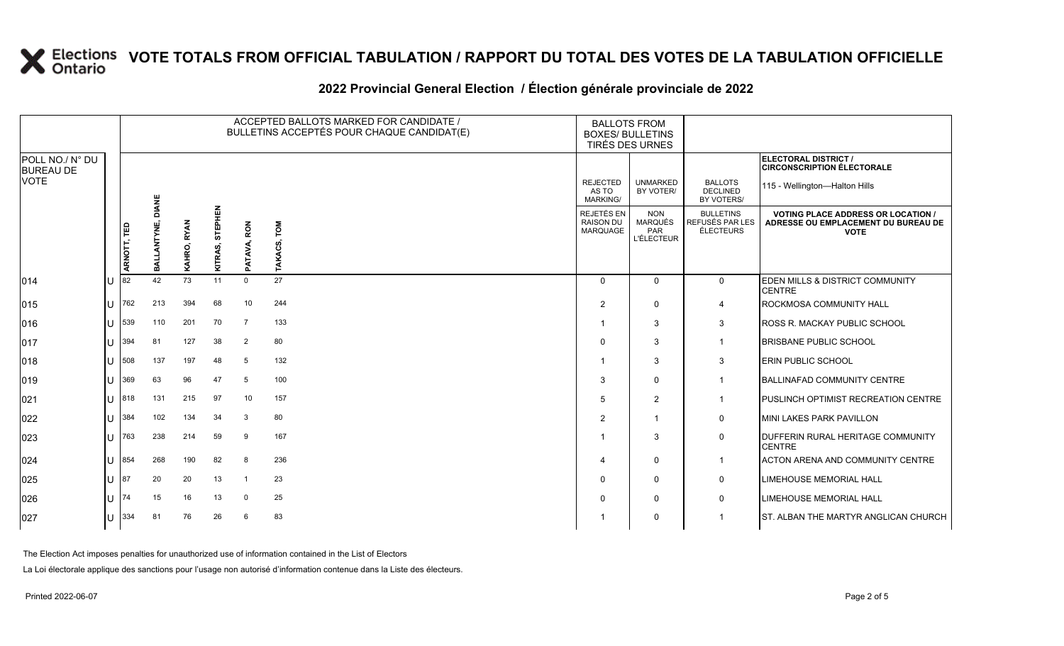# VOTE TOTALS FROM OFFICIAL TABULATION / RAPPORT DU TOTAL DES VOTES DE LA TABULATION OFFICIELLE

## 2022 Provincial General Election / Élection générale provinciale de 2022

| POLL NO./ N° DU BUREAU DE VOTE | | ACCEPTED BALLOTS MARKED FOR CANDIDATE / BULLETINS ACCEPTÉS POUR CHAQUE CANDIDAT(E) | | | | | | BALLOTS FROM BOXES/ BULLETINS TIRÉS DES URNES | | | ELECTORAL DISTRICT / CIRCONSCRIPTION ÉLECTORALE |
|---|---|---|---|---|---|---|---|---|---|---|---|
| | | ARNOTT, TED | BALLANTYNE, DIANE | KAHRO, RYAN | KITRAS, STEPHEN | PATAVA, RON | TAKACS, TOM | REJECTED AS TO MARKING/ REJETÉS EN RAISON DU MARQUAGE | UNMARKED BY VOTER/ NON MARQUÉS PAR L'ÉLECTEUR | BALLOTS DECLINED BY VOTERS/ BULLETINS REFUSÉS PAR LES ÉLECTEURS | 115 - Wellington—Halton Hills — VOTING PLACE ADDRESS OR LOCATION / ADRESSE OU EMPLACEMENT DU BUREAU DE VOTE |
| 014 | U | 82 | 42 | 73 | 11 | 0 | 27 | 0 | 0 | 0 | EDEN MILLS & DISTRICT COMMUNITY CENTRE |
| 015 | U | 762 | 213 | 394 | 68 | 10 | 244 | 2 | 0 | 4 | ROCKMOSA COMMUNITY HALL |
| 016 | U | 539 | 110 | 201 | 70 | 7 | 133 | 1 | 3 | 3 | ROSS R. MACKAY PUBLIC SCHOOL |
| 017 | U | 394 | 81 | 127 | 38 | 2 | 80 | 0 | 3 | 1 | BRISBANE PUBLIC SCHOOL |
| 018 | U | 508 | 137 | 197 | 48 | 5 | 132 | 1 | 3 | 3 | ERIN PUBLIC SCHOOL |
| 019 | U | 369 | 63 | 96 | 47 | 5 | 100 | 3 | 0 | 1 | BALLINAFAD COMMUNITY CENTRE |
| 021 | U | 818 | 131 | 215 | 97 | 10 | 157 | 5 | 2 | 1 | PUSLINCH OPTIMIST RECREATION CENTRE |
| 022 | U | 384 | 102 | 134 | 34 | 3 | 80 | 2 | 1 | 0 | MINI LAKES PARK PAVILLON |
| 023 | U | 763 | 238 | 214 | 59 | 9 | 167 | 1 | 3 | 0 | DUFFERIN RURAL HERITAGE COMMUNITY CENTRE |
| 024 | U | 854 | 268 | 190 | 82 | 8 | 236 | 4 | 0 | 1 | ACTON ARENA AND COMMUNITY CENTRE |
| 025 | U | 87 | 20 | 20 | 13 | 1 | 23 | 0 | 0 | 0 | LIMEHOUSE MEMORIAL HALL |
| 026 | U | 74 | 15 | 16 | 13 | 0 | 25 | 0 | 0 | 0 | LIMEHOUSE MEMORIAL HALL |
| 027 | U | 334 | 81 | 76 | 26 | 6 | 83 | 1 | 0 | 1 | ST. ALBAN THE MARTYR ANGLICAN CHURCH |

The Election Act imposes penalties for unauthorized use of information contained in the List of Electors

La Loi électorale applique des sanctions pour l'usage non autorisé d'information contenue dans la Liste des électeurs.

Printed 2022-06-07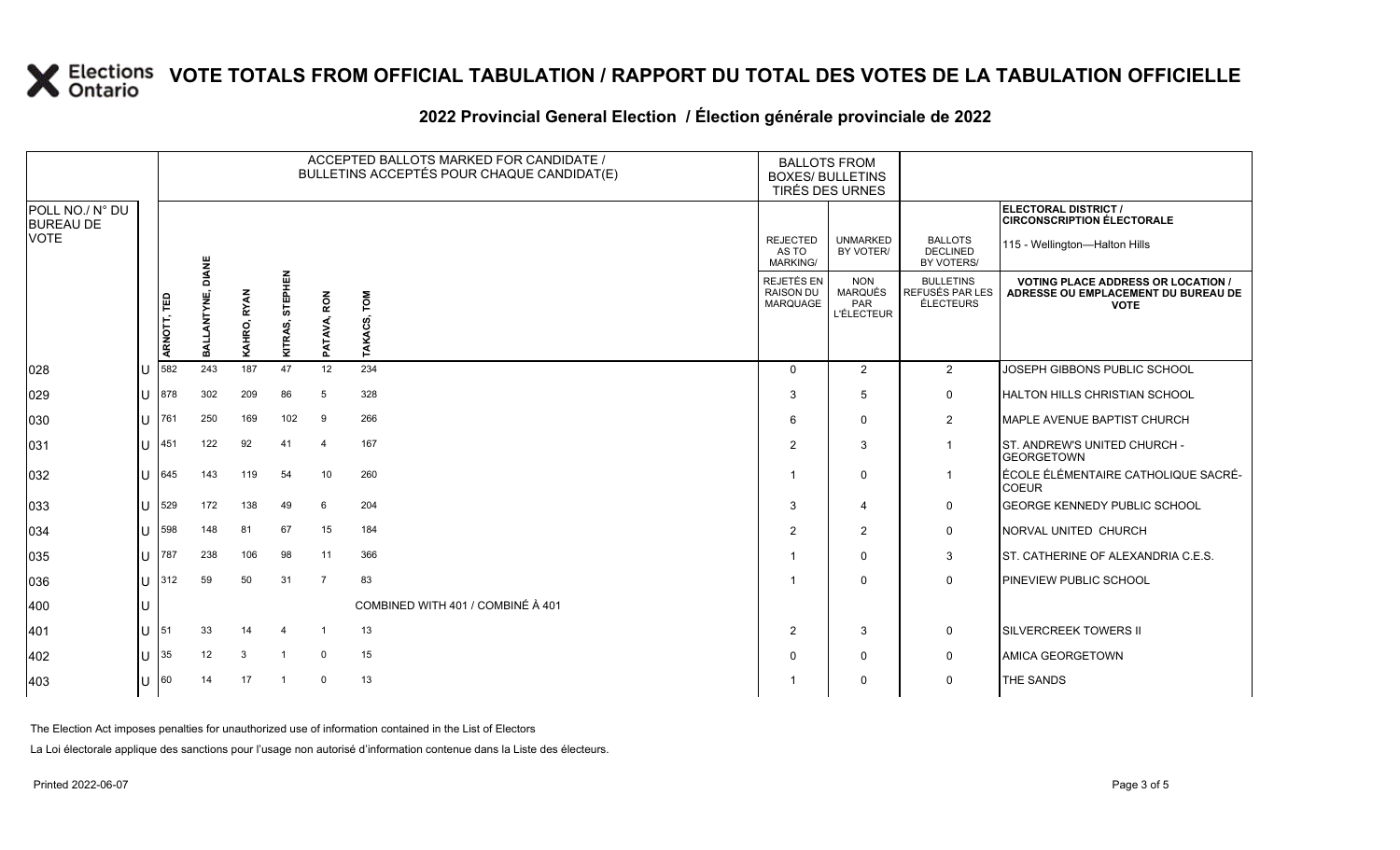# VOTE TOTALS FROM OFFICIAL TABULATION / RAPPORT DU TOTAL DES VOTES DE LA TABULATION OFFICIELLE

## 2022 Provincial General Election / Élection générale provinciale de 2022

**ELECTORAL DISTRICT / CIRCONSCRIPTION ÉLECTORALE:** 115 - Wellington—Halton Hills

| POLL NO./ N° DU BUREAU DE VOTE | | ACCEPTED BALLOTS MARKED FOR CANDIDATE / BULLETINS ACCEPTÉS POUR CHAQUE CANDIDAT(E) | | | | | | BALLOTS FROM BOXES/ BULLETINS TIRÉS DES URNES | | | |
|---|---|---|---|---|---|---|---|---|---|---|---|
| | | ARNOTT, TED | BALLANTYNE, DIANE | KAHRO, RYAN | KITRAS, STEPHEN | PATAVA, RON | TAKACS, TOM | REJECTED AS TO MARKING/ REJETÉS EN RAISON DU MARQUAGE | UNMARKED BY VOTER/ NON MARQUÉS PAR L'ÉLECTEUR | BALLOTS DECLINED BY VOTERS/ BULLETINS REFUSÉS PAR LES ÉLECTEURS | VOTING PLACE ADDRESS OR LOCATION / ADRESSE OU EMPLACEMENT DU BUREAU DE VOTE |
| 028 | U | 582 | 243 | 187 | 47 | 12 | 234 | 0 | 2 | 2 | JOSEPH GIBBONS PUBLIC SCHOOL |
| 029 | U | 878 | 302 | 209 | 86 | 5 | 328 | 3 | 5 | 0 | HALTON HILLS CHRISTIAN SCHOOL |
| 030 | U | 761 | 250 | 169 | 102 | 9 | 266 | 6 | 0 | 2 | MAPLE AVENUE BAPTIST CHURCH |
| 031 | U | 451 | 122 | 92 | 41 | 4 | 167 | 2 | 3 | 1 | ST. ANDREW'S UNITED CHURCH - GEORGETOWN |
| 032 | U | 645 | 143 | 119 | 54 | 10 | 260 | 1 | 0 | 1 | ÉCOLE ÉLÉMENTAIRE CATHOLIQUE SACRÉ-COEUR |
| 033 | U | 529 | 172 | 138 | 49 | 6 | 204 | 3 | 4 | 0 | GEORGE KENNEDY PUBLIC SCHOOL |
| 034 | U | 598 | 148 | 81 | 67 | 15 | 184 | 2 | 2 | 0 | NORVAL UNITED CHURCH |
| 035 | U | 787 | 238 | 106 | 98 | 11 | 366 | 1 | 0 | 3 | ST. CATHERINE OF ALEXANDRIA C.E.S. |
| 036 | U | 312 | 59 | 50 | 31 | 7 | 83 | 1 | 0 | 0 | PINEVIEW PUBLIC SCHOOL |
| 400 | U | COMBINED WITH 401 / COMBINÉ À 401 | | | | | | | | | |
| 401 | U | 51 | 33 | 14 | 4 | 1 | 13 | 2 | 3 | 0 | SILVERCREEK TOWERS II |
| 402 | U | 35 | 12 | 3 | 1 | 0 | 15 | 0 | 0 | 0 | AMICA GEORGETOWN |
| 403 | U | 60 | 14 | 17 | 1 | 0 | 13 | 1 | 0 | 0 | THE SANDS |

The Election Act imposes penalties for unauthorized use of information contained in the List of Electors

La Loi électorale applique des sanctions pour l'usage non autorisé d'information contenue dans la Liste des électeurs.

Printed 2022-06-07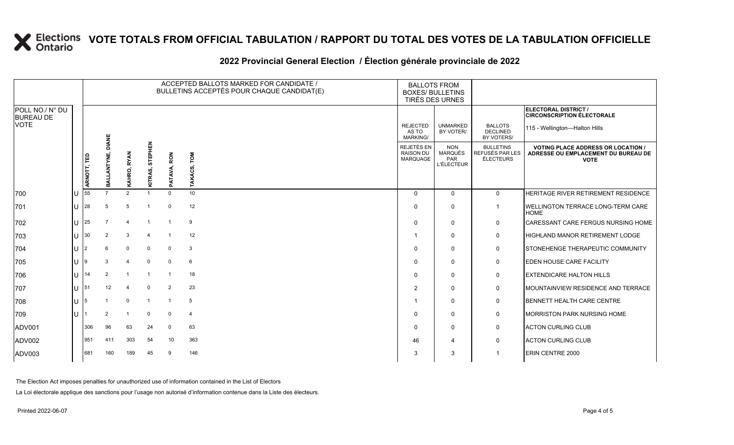# VOTE TOTALS FROM OFFICIAL TABULATION / RAPPORT DU TOTAL DES VOTES DE LA TABULATION OFFICIELLE

## 2022 Provincial General Election / Élection générale provinciale de 2022

ELECTORAL DISTRICT / CIRCONSCRIPTION ÉLECTORALE: 115 - Wellington—Halton Hills

| POLL NO./ N° DU BUREAU DE VOTE | | ARNOTT, TED | BALLANTYNE, DIANE | KAHRO, RYAN | KITRAS, STEPHEN | PATAVA, RON | TAKACS, TOM | REJECTED AS TO MARKING/ REJETÉS EN RAISON DU MARQUAGE | UNMARKED BY VOTER/ NON MARQUÉS PAR L'ÉLECTEUR | BALLOTS DECLINED BY VOTERS/ BULLETINS REFUSÉS PAR LES ÉLECTEURS | VOTING PLACE ADDRESS OR LOCATION / ADRESSE OU EMPLACEMENT DU BUREAU DE VOTE |
|---|---|---|---|---|---|---|---|---|---|---|---|
| 700 | U | 55 | 7 | 2 | 1 | 0 | 10 | 0 | 0 | 0 | HERITAGE RIVER RETIREMENT RESIDENCE |
| 701 | U | 28 | 5 | 5 | 1 | 0 | 12 | 0 | 0 | 1 | WELLINGTON TERRACE LONG-TERM CARE HOME |
| 702 | U | 25 | 7 | 4 | 1 | 1 | 9 | 0 | 0 | 0 | CARESSANT CARE FERGUS NURSING HOME |
| 703 | U | 30 | 2 | 3 | 4 | 1 | 12 | 1 | 0 | 0 | HIGHLAND MANOR RETIREMENT LODGE |
| 704 | U | 2 | 6 | 0 | 0 | 0 | 3 | 0 | 0 | 0 | STONEHENGE THERAPEUTIC COMMUNITY |
| 705 | U | 9 | 3 | 4 | 0 | 0 | 6 | 0 | 0 | 0 | EDEN HOUSE CARE FACILITY |
| 706 | U | 14 | 2 | 1 | 1 | 1 | 18 | 0 | 0 | 0 | EXTENDICARE HALTON HILLS |
| 707 | U | 51 | 12 | 4 | 0 | 2 | 23 | 2 | 0 | 0 | MOUNTAINVIEW RESIDENCE AND TERRACE |
| 708 | U | 5 | 1 | 0 | 1 | 1 | 5 | 1 | 0 | 0 | BENNETT HEALTH CARE CENTRE |
| 709 | U | 1 | 2 | 1 | 0 | 0 | 4 | 0 | 0 | 0 | MORRISTON PARK NURSING HOME |
| ADV001 | | 306 | 96 | 63 | 24 | 0 | 63 | 0 | 0 | 0 | ACTON CURLING CLUB |
| ADV002 | | 951 | 411 | 303 | 54 | 10 | 363 | 46 | 4 | 0 | ACTON CURLING CLUB |
| ADV003 | | 681 | 160 | 189 | 45 | 9 | 146 | 3 | 3 | 1 | ERIN CENTRE 2000 |

The Election Act imposes penalties for unauthorized use of information contained in the List of Electors

La Loi électorale applique des sanctions pour l'usage non autorisé d'information contenue dans la Liste des électeurs.

Printed 2022-06-07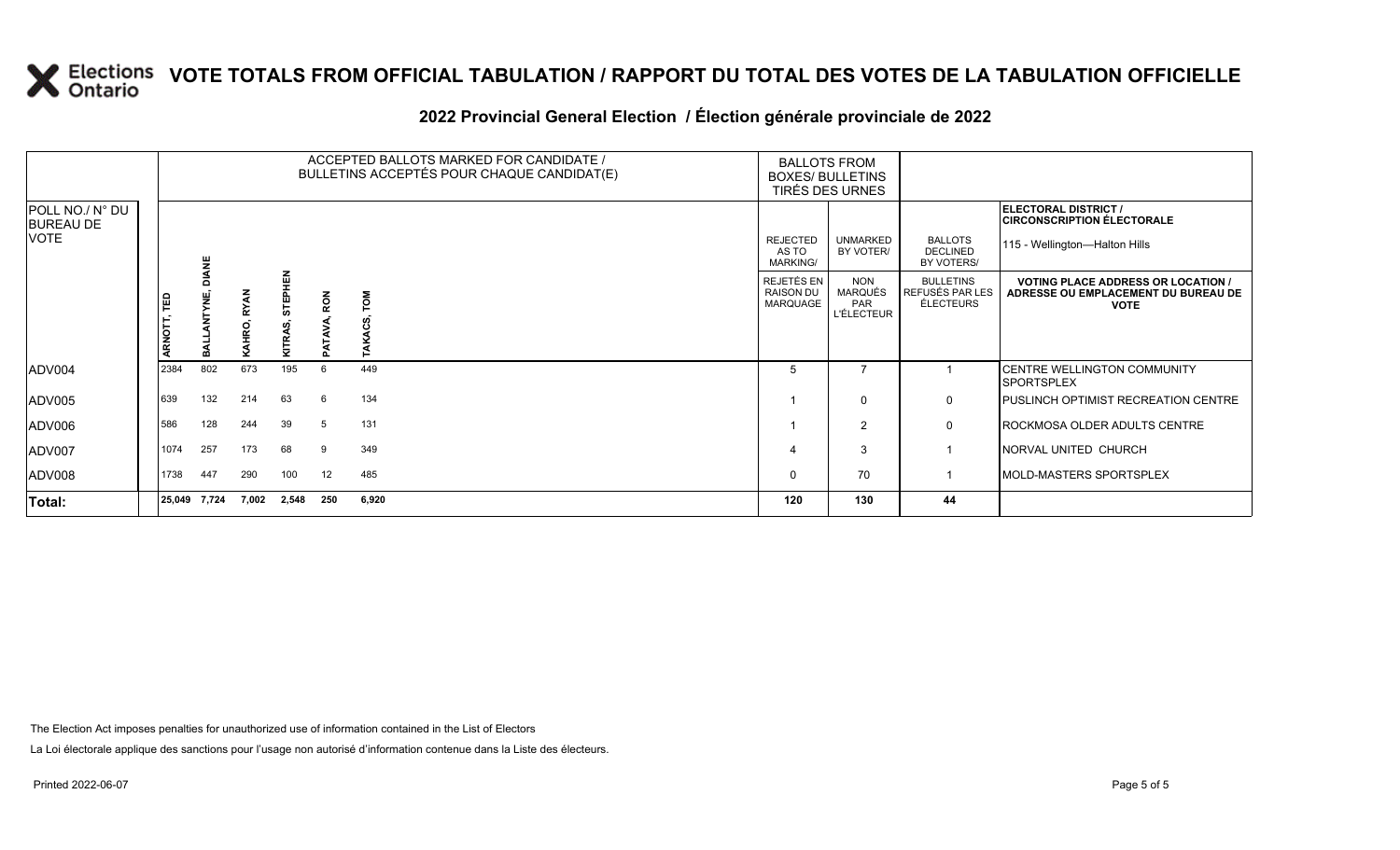# VOTE TOTALS FROM OFFICIAL TABULATION / RAPPORT DU TOTAL DES VOTES DE LA TABULATION OFFICIELLE

## 2022 Provincial General Election / Élection générale provinciale de 2022

**ELECTORAL DISTRICT / CIRCONSCRIPTION ÉLECTORALE:** 115 - Wellington—Halton Hills

| POLL NO./ N° DU BUREAU DE VOTE | ACCEPTED BALLOTS MARKED FOR CANDIDATE / BULLETINS ACCEPTÉS POUR CHAQUE CANDIDAT(E) | | | | | | BALLOTS FROM BOXES/ BULLETINS TIRÉS DES URNES | | | VOTING PLACE ADDRESS OR LOCATION / ADRESSE OU EMPLACEMENT DU BUREAU DE VOTE |
|---|---|---|---|---|---|---|---|---|---|---|
| | ARNOTT, TED | BALLANTYNE, DIANE | KAHRO, RYAN | KITRAS, STEPHEN | PATAVA, RON | TAKACS, TOM | REJECTED AS TO MARKING/ REJETÉS EN RAISON DU MARQUAGE | UNMARKED BY VOTER/ NON MARQUÉS PAR L'ÉLECTEUR | BALLOTS DECLINED BY VOTERS/ BULLETINS REFUSÉS PAR LES ÉLECTEURS | |
| ADV004 | 2384 | 802 | 673 | 195 | 6 | 449 | 5 | 7 | 1 | CENTRE WELLINGTON COMMUNITY SPORTSPLEX |
| ADV005 | 639 | 132 | 214 | 63 | 6 | 134 | 1 | 0 | 0 | PUSLINCH OPTIMIST RECREATION CENTRE |
| ADV006 | 586 | 128 | 244 | 39 | 5 | 131 | 1 | 2 | 0 | ROCKMOSA OLDER ADULTS CENTRE |
| ADV007 | 1074 | 257 | 173 | 68 | 9 | 349 | 4 | 3 | 1 | NORVAL UNITED CHURCH |
| ADV008 | 1738 | 447 | 290 | 100 | 12 | 485 | 0 | 70 | 1 | MOLD-MASTERS SPORTSPLEX |
| **Total:** | 25,049 | 7,724 | 7,002 | 2,548 | 250 | 6,920 | 120 | 130 | 44 | |

The Election Act imposes penalties for unauthorized use of information contained in the List of Electors

La Loi électorale applique des sanctions pour l'usage non autorisé d'information contenue dans la Liste des électeurs.

Printed 2022-06-07